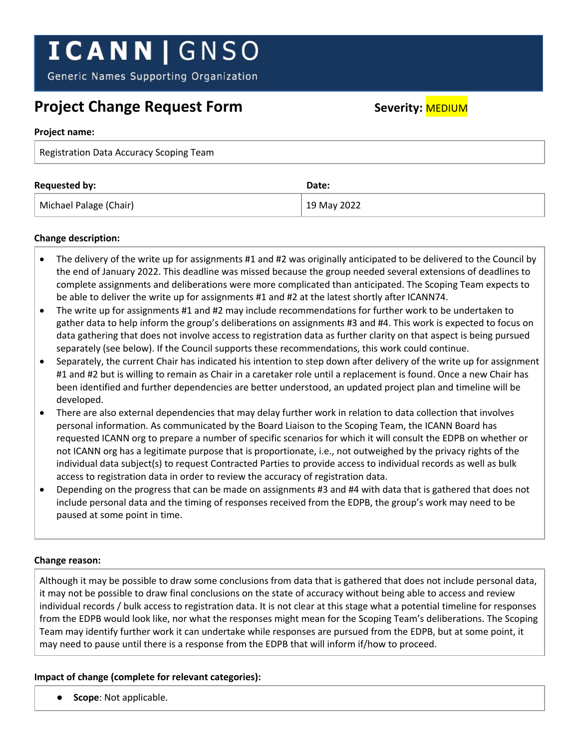# ICANN | GNSO

Generic Names Supporting Organization

## Project Change Request Form

**Severity:** MEDIUM

**Project name:**

Registration Data Accuracy Scoping Team

| **Requested by:** | **Date:** |
| --- | --- |
| Michael Palage (Chair) | 19 May 2022 |

**Change description:**

- The delivery of the write up for assignments #1 and #2 was originally anticipated to be delivered to the Council by the end of January 2022. This deadline was missed because the group needed several extensions of deadlines to complete assignments and deliberations were more complicated than anticipated. The Scoping Team expects to be able to deliver the write up for assignments #1 and #2 at the latest shortly after ICANN74.
- The write up for assignments #1 and #2 may include recommendations for further work to be undertaken to gather data to help inform the group's deliberations on assignments #3 and #4. This work is expected to focus on data gathering that does not involve access to registration data as further clarity on that aspect is being pursued separately (see below). If the Council supports these recommendations, this work could continue.
- Separately, the current Chair has indicated his intention to step down after delivery of the write up for assignment #1 and #2 but is willing to remain as Chair in a caretaker role until a replacement is found. Once a new Chair has been identified and further dependencies are better understood, an updated project plan and timeline will be developed.
- There are also external dependencies that may delay further work in relation to data collection that involves personal information. As communicated by the Board Liaison to the Scoping Team, the ICANN Board has requested ICANN org to prepare a number of specific scenarios for which it will consult the EDPB on whether or not ICANN org has a legitimate purpose that is proportionate, i.e., not outweighed by the privacy rights of the individual data subject(s) to request Contracted Parties to provide access to individual records as well as bulk access to registration data in order to review the accuracy of registration data.
- Depending on the progress that can be made on assignments #3 and #4 with data that is gathered that does not include personal data and the timing of responses received from the EDPB, the group's work may need to be paused at some point in time.

**Change reason:**

Although it may be possible to draw some conclusions from data that is gathered that does not include personal data, it may not be possible to draw final conclusions on the state of accuracy without being able to access and review individual records / bulk access to registration data. It is not clear at this stage what a potential timeline for responses from the EDPB would look like, nor what the responses might mean for the Scoping Team's deliberations. The Scoping Team may identify further work it can undertake while responses are pursued from the EDPB, but at some point, it may need to pause until there is a response from the EDPB that will inform if/how to proceed.

**Impact of change (complete for relevant categories):**

- **Scope**: Not applicable.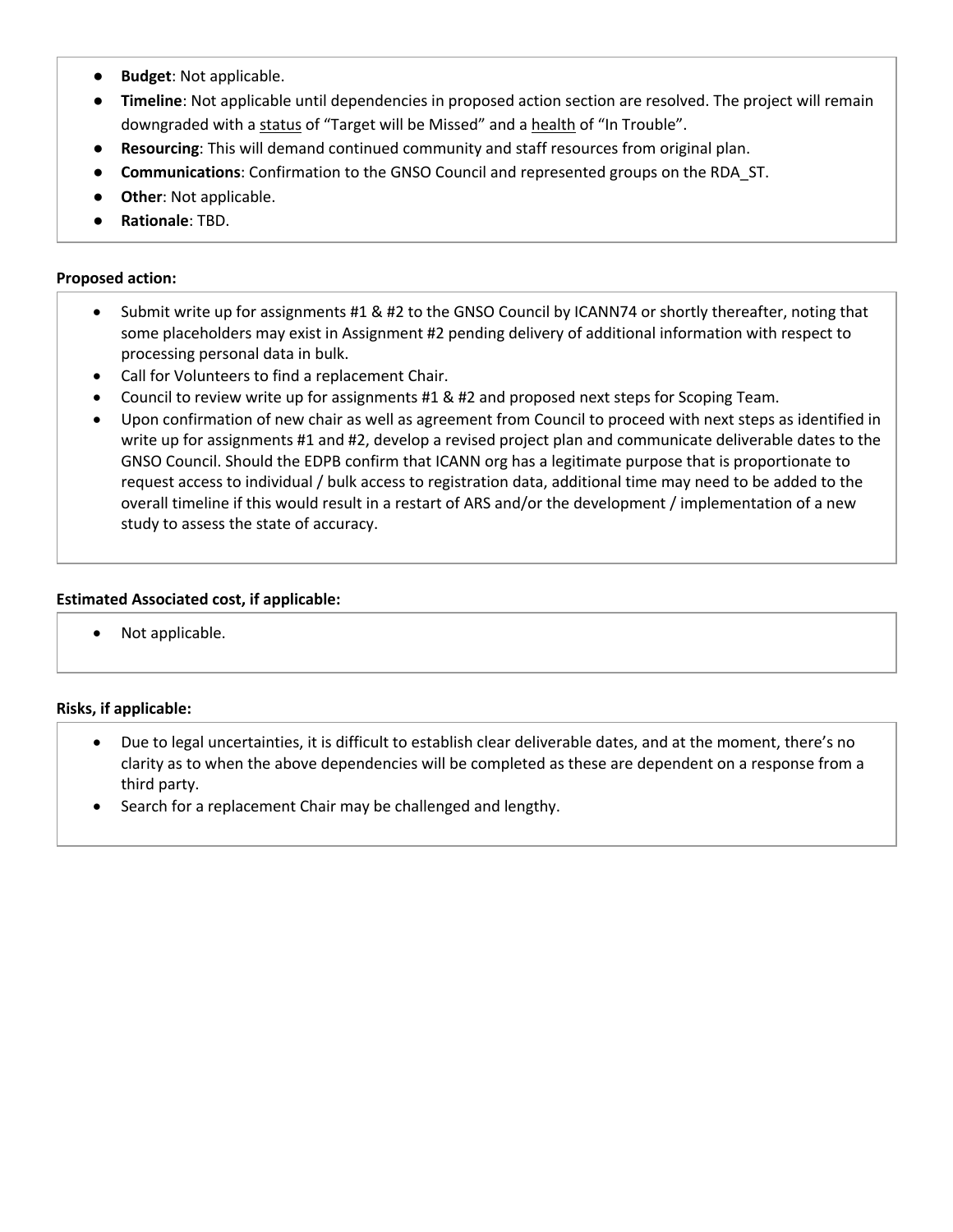- **Budget**: Not applicable.
- **Timeline**: Not applicable until dependencies in proposed action section are resolved. The project will remain downgraded with a status of "Target will be Missed" and a health of "In Trouble".
- **Resourcing**: This will demand continued community and staff resources from original plan.
- **Communications**: Confirmation to the GNSO Council and represented groups on the RDA_ST.
- **Other**: Not applicable.
- **Rationale**: TBD.

**Proposed action:**

- Submit write up for assignments #1 & #2 to the GNSO Council by ICANN74 or shortly thereafter, noting that some placeholders may exist in Assignment #2 pending delivery of additional information with respect to processing personal data in bulk.
- Call for Volunteers to find a replacement Chair.
- Council to review write up for assignments #1 & #2 and proposed next steps for Scoping Team.
- Upon confirmation of new chair as well as agreement from Council to proceed with next steps as identified in write up for assignments #1 and #2, develop a revised project plan and communicate deliverable dates to the GNSO Council. Should the EDPB confirm that ICANN org has a legitimate purpose that is proportionate to request access to individual / bulk access to registration data, additional time may need to be added to the overall timeline if this would result in a restart of ARS and/or the development / implementation of a new study to assess the state of accuracy.

**Estimated Associated cost, if applicable:**

- Not applicable.

**Risks, if applicable:**

- Due to legal uncertainties, it is difficult to establish clear deliverable dates, and at the moment, there's no clarity as to when the above dependencies will be completed as these are dependent on a response from a third party.
- Search for a replacement Chair may be challenged and lengthy.